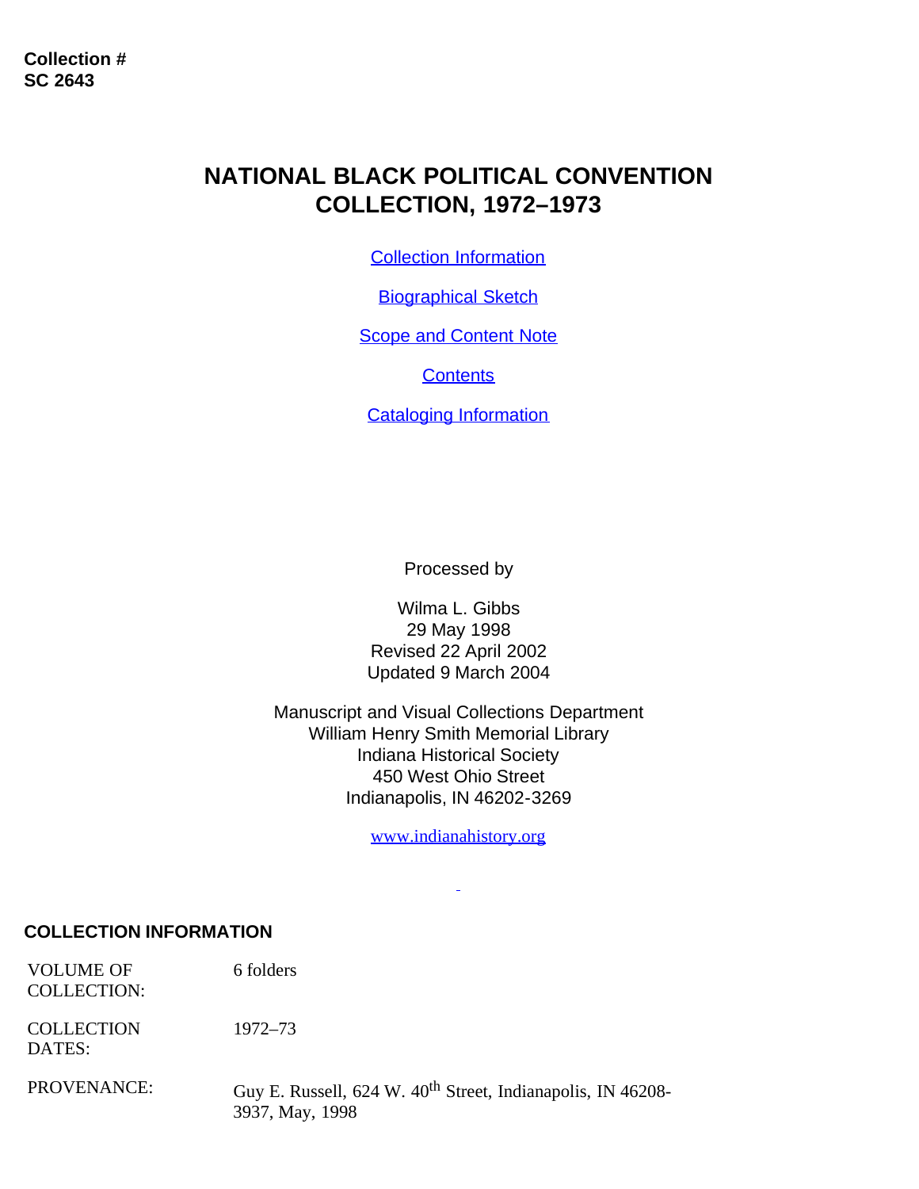**Collection #**
**SC 2643**

# NATIONAL BLACK POLITICAL CONVENTION COLLECTION, 1972–1973

Collection Information

Biographical Sketch

Scope and Content Note

Contents

Cataloging Information

Processed by

Wilma L. Gibbs
29 May 1998
Revised 22 April 2002
Updated 9 March 2004

Manuscript and Visual Collections Department
William Henry Smith Memorial Library
Indiana Historical Society
450 West Ohio Street
Indianapolis, IN 46202-3269

www.indianahistory.org

## COLLECTION INFORMATION

| | |
|---|---|
| VOLUME OF COLLECTION: | 6 folders |
| COLLECTION DATES: | 1972–73 |
| PROVENANCE: | Guy E. Russell, 624 W. 40th Street, Indianapolis, IN 46208-3937, May, 1998 |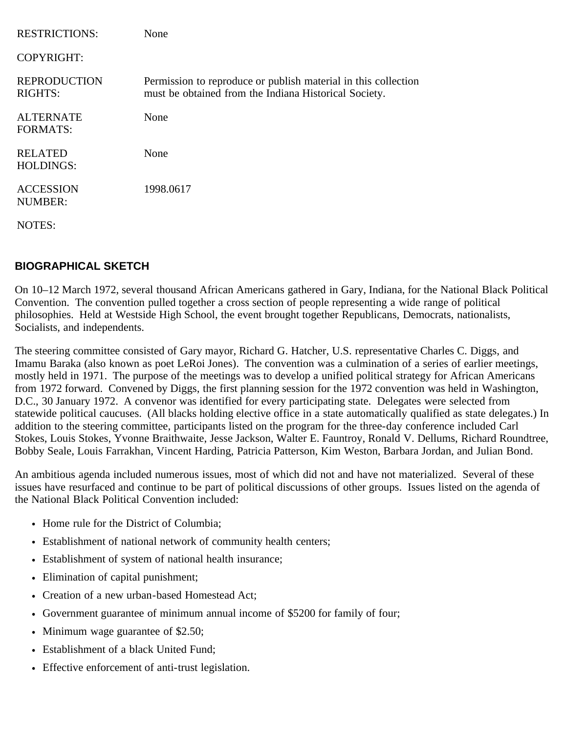| | |
|---|---|
| RESTRICTIONS: | None |
| COPYRIGHT: | |
| REPRODUCTION RIGHTS: | Permission to reproduce or publish material in this collection must be obtained from the Indiana Historical Society. |
| ALTERNATE FORMATS: | None |
| RELATED HOLDINGS: | None |
| ACCESSION NUMBER: | 1998.0617 |
| NOTES: | |

## BIOGRAPHICAL SKETCH

On 10–12 March 1972, several thousand African Americans gathered in Gary, Indiana, for the National Black Political Convention. The convention pulled together a cross section of people representing a wide range of political philosophies. Held at Westside High School, the event brought together Republicans, Democrats, nationalists, Socialists, and independents.

The steering committee consisted of Gary mayor, Richard G. Hatcher, U.S. representative Charles C. Diggs, and Imamu Baraka (also known as poet LeRoi Jones). The convention was a culmination of a series of earlier meetings, mostly held in 1971. The purpose of the meetings was to develop a unified political strategy for African Americans from 1972 forward. Convened by Diggs, the first planning session for the 1972 convention was held in Washington, D.C., 30 January 1972. A convenor was identified for every participating state. Delegates were selected from statewide political caucuses. (All blacks holding elective office in a state automatically qualified as state delegates.) In addition to the steering committee, participants listed on the program for the three-day conference included Carl Stokes, Louis Stokes, Yvonne Braithwaite, Jesse Jackson, Walter E. Fauntroy, Ronald V. Dellums, Richard Roundtree, Bobby Seale, Louis Farrakhan, Vincent Harding, Patricia Patterson, Kim Weston, Barbara Jordan, and Julian Bond.

An ambitious agenda included numerous issues, most of which did not and have not materialized. Several of these issues have resurfaced and continue to be part of political discussions of other groups. Issues listed on the agenda of the National Black Political Convention included:

- Home rule for the District of Columbia;
- Establishment of national network of community health centers;
- Establishment of system of national health insurance;
- Elimination of capital punishment;
- Creation of a new urban-based Homestead Act;
- Government guarantee of minimum annual income of $5200 for family of four;
- Minimum wage guarantee of $2.50;
- Establishment of a black United Fund;
- Effective enforcement of anti-trust legislation.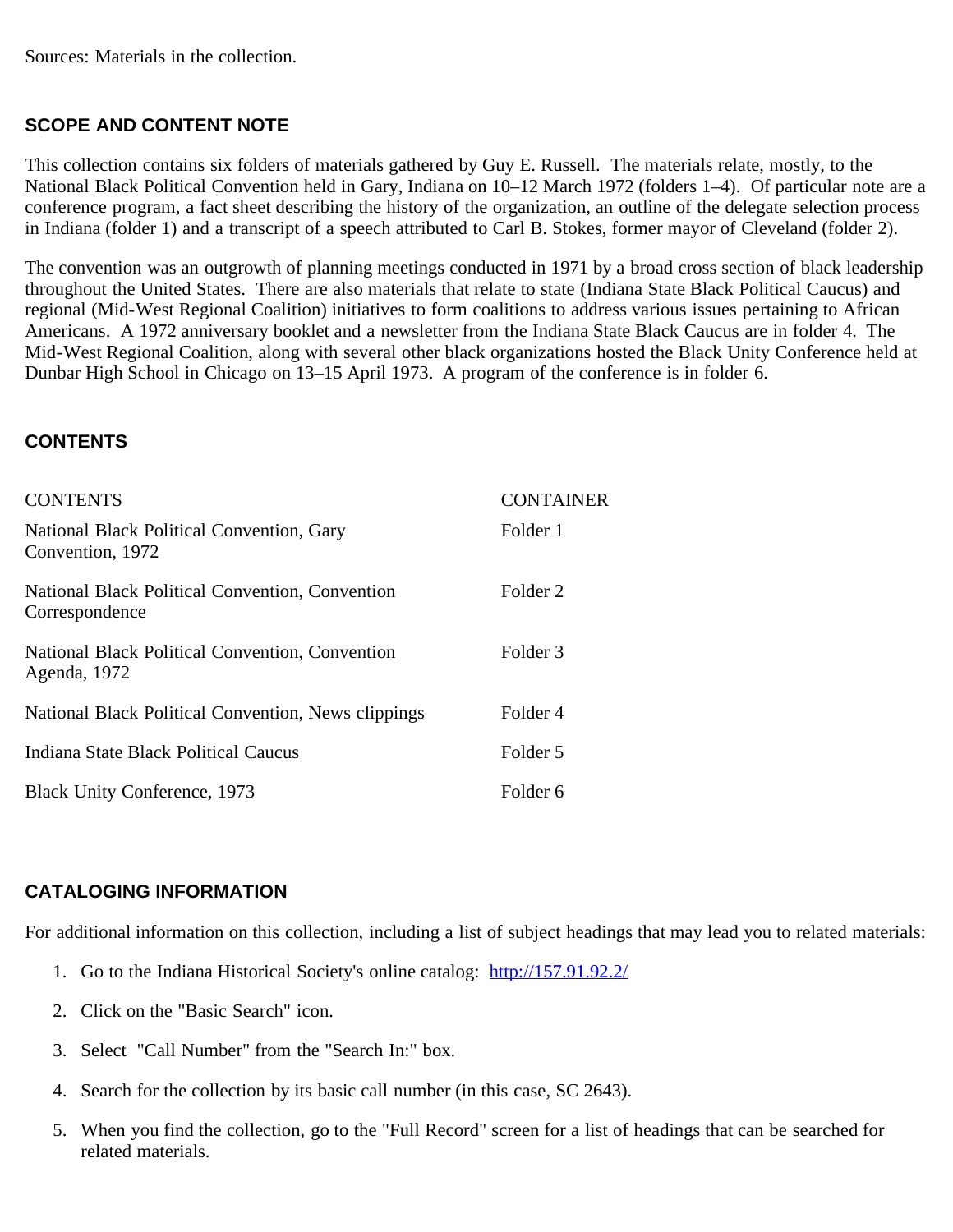Sources: Materials in the collection.

## SCOPE AND CONTENT NOTE

This collection contains six folders of materials gathered by Guy E. Russell. The materials relate, mostly, to the National Black Political Convention held in Gary, Indiana on 10–12 March 1972 (folders 1–4). Of particular note are a conference program, a fact sheet describing the history of the organization, an outline of the delegate selection process in Indiana (folder 1) and a transcript of a speech attributed to Carl B. Stokes, former mayor of Cleveland (folder 2).

The convention was an outgrowth of planning meetings conducted in 1971 by a broad cross section of black leadership throughout the United States. There are also materials that relate to state (Indiana State Black Political Caucus) and regional (Mid-West Regional Coalition) initiatives to form coalitions to address various issues pertaining to African Americans. A 1972 anniversary booklet and a newsletter from the Indiana State Black Caucus are in folder 4. The Mid-West Regional Coalition, along with several other black organizations hosted the Black Unity Conference held at Dunbar High School in Chicago on 13–15 April 1973. A program of the conference is in folder 6.

## CONTENTS

| CONTENTS | CONTAINER |
|---|---|
| National Black Political Convention, Gary Convention, 1972 | Folder 1 |
| National Black Political Convention, Convention Correspondence | Folder 2 |
| National Black Political Convention, Convention Agenda, 1972 | Folder 3 |
| National Black Political Convention, News clippings | Folder 4 |
| Indiana State Black Political Caucus | Folder 5 |
| Black Unity Conference, 1973 | Folder 6 |

## CATALOGING INFORMATION

For additional information on this collection, including a list of subject headings that may lead you to related materials:

1. Go to the Indiana Historical Society's online catalog: [http://157.91.92.2/](http://157.91.92.2/)
2. Click on the "Basic Search" icon.
3. Select "Call Number" from the "Search In:" box.
4. Search for the collection by its basic call number (in this case, SC 2643).
5. When you find the collection, go to the "Full Record" screen for a list of headings that can be searched for related materials.